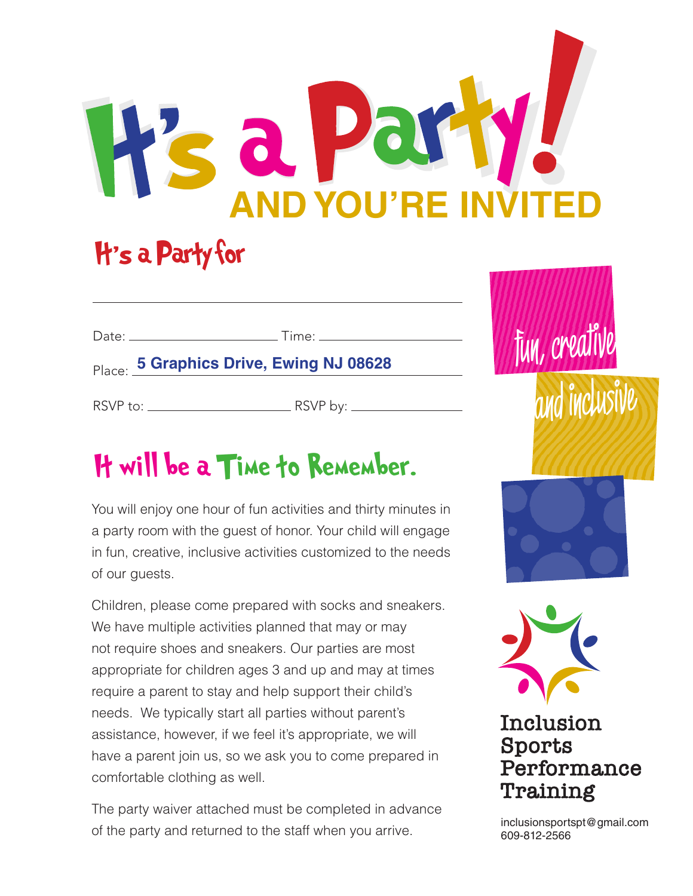# It's a Party!

## AND YOU'RE INVITED

## It's a Party for

\_\_\_\_\_\_\_\_\_\_\_\_\_\_\_\_\_\_\_\_\_\_\_\_\_\_\_\_\_\_\_\_\_\_\_\_\_\_\_\_

Date: \_\_\_\_\_\_\_\_\_\_\_\_\_\_\_\_\_\_\_\_ Time: \_\_\_\_\_\_\_\_\_\_\_\_\_\_\_\_\_\_\_\_

Place: **5 Graphics Drive, Ewing NJ 08628**

RSVP to: \_\_\_\_\_\_\_\_\_\_\_\_\_\_\_\_\_\_\_\_ RSVP by: \_\_\_\_\_\_\_\_\_\_\_\_\_\_\_\_\_\_\_\_

## It will be a Time to Remember.

You will enjoy one hour of fun activities and thirty minutes in a party room with the guest of honor. Your child will engage in fun, creative, inclusive activities customized to the needs of our guests.

Children, please come prepared with socks and sneakers. We have multiple activities planned that may or may not require shoes and sneakers. Our parties are most appropriate for children ages 3 and up and may at times require a parent to stay and help support their child's needs. We typically start all parties without parent's assistance, however, if we feel it's appropriate, we will have a parent join us, so we ask you to come prepared in comfortable clothing as well.

The party waiver attached must be completed in advance of the party and returned to the staff when you arrive.

fun, creative and inclusive

**Inclusion Sports Performance Training**

inclusionsportspt@gmail.com
609-812-2566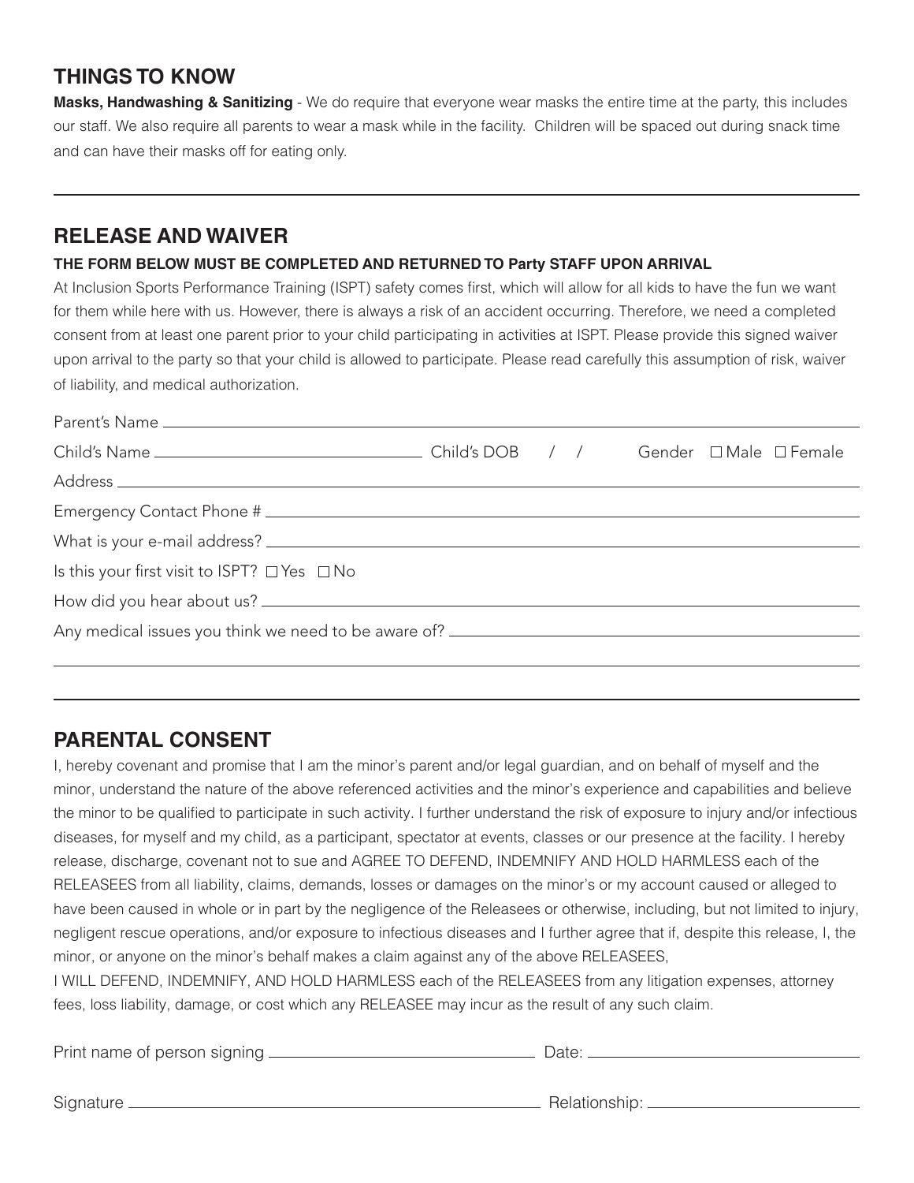## THINGS TO KNOW

**Masks, Handwashing & Sanitizing** - We do require that everyone wear masks the entire time at the party, this includes our staff. We also require all parents to wear a mask while in the facility. Children will be spaced out during snack time and can have their masks off for eating only.

---

## RELEASE AND WAIVER

**THE FORM BELOW MUST BE COMPLETED AND RETURNED TO Party STAFF UPON ARRIVAL**

At Inclusion Sports Performance Training (ISPT) safety comes first, which will allow for all kids to have the fun we want for them while here with us. However, there is always a risk of an accident occurring. Therefore, we need a completed consent from at least one parent prior to your child participating in activities at ISPT. Please provide this signed waiver upon arrival to the party so that your child is allowed to participate. Please read carefully this assumption of risk, waiver of liability, and medical authorization.

Parent's Name ____________________

Child's Name ____________________ Child's DOB / / Gender ☐ Male ☐ Female

Address ____________________

Emergency Contact Phone # ____________________

What is your e-mail address? ____________________

Is this your first visit to ISPT? ☐ Yes ☐ No

How did you hear about us? ____________________

Any medical issues you think we need to be aware of? ____________________

---

## PARENTAL CONSENT

I, hereby covenant and promise that I am the minor's parent and/or legal guardian, and on behalf of myself and the minor, understand the nature of the above referenced activities and the minor's experience and capabilities and believe the minor to be qualified to participate in such activity. I further understand the risk of exposure to injury and/or infectious diseases, for myself and my child, as a participant, spectator at events, classes or our presence at the facility. I hereby release, discharge, covenant not to sue and AGREE TO DEFEND, INDEMNIFY AND HOLD HARMLESS each of the RELEASEES from all liability, claims, demands, losses or damages on the minor's or my account caused or alleged to have been caused in whole or in part by the negligence of the Releasees or otherwise, including, but not limited to injury, negligent rescue operations, and/or exposure to infectious diseases and I further agree that if, despite this release, I, the minor, or anyone on the minor's behalf makes a claim against any of the above RELEASEES,

I WILL DEFEND, INDEMNIFY, AND HOLD HARMLESS each of the RELEASEES from any litigation expenses, attorney fees, loss liability, damage, or cost which any RELEASEE may incur as the result of any such claim.

Print name of person signing ____________________ Date: ____________________

Signature ____________________ Relationship: ____________________